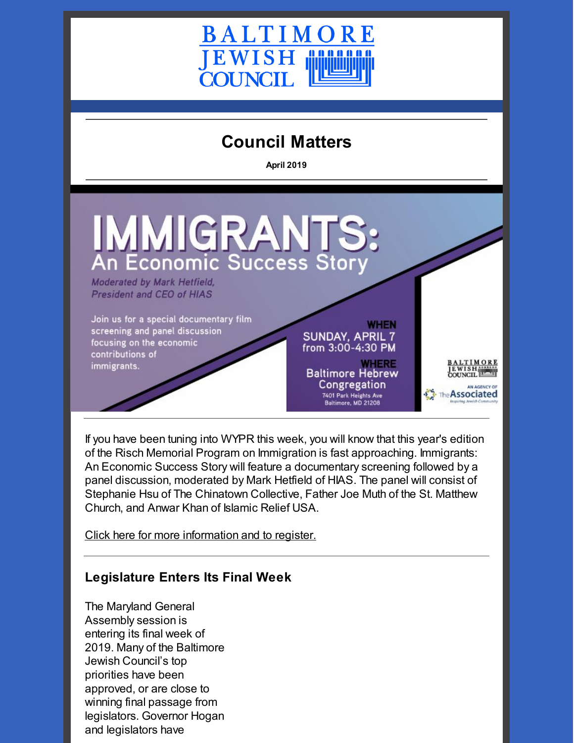BALTIMORE JEWISH COUNCIL

# Council Matters

**April 2019**

# IMMIGRANTS: An Economic Success Story

*Moderated by Mark Hetfield, President and CEO of HIAS*

Join us for a special documentary film screening and panel discussion focusing on the economic contributions of immigrants.

**WHEN**
SUNDAY, APRIL 7
from 3:00-4:30 PM

**WHERE**
Baltimore Hebrew Congregation
7401 Park Heights Ave
Baltimore, MD 21208

BALTIMORE JEWISH COUNCIL
AN AGENCY OF The Associated
Inspiring Jewish Community

If you have been tuning into WYPR this week, you will know that this year's edition of the Risch Memorial Program on Immigration is fast approaching. Immigrants: An Economic Success Story will feature a documentary screening followed by a panel discussion, moderated by Mark Hetfield of HIAS. The panel will consist of Stephanie Hsu of The Chinatown Collective, Father Joe Muth of the St. Matthew Church, and Anwar Khan of Islamic Relief USA.

Click here for more information and to register.

## Legislature Enters Its Final Week

The Maryland General Assembly session is entering its final week of 2019. Many of the Baltimore Jewish Council's top priorities have been approved, or are close to winning final passage from legislators. Governor Hogan and legislators have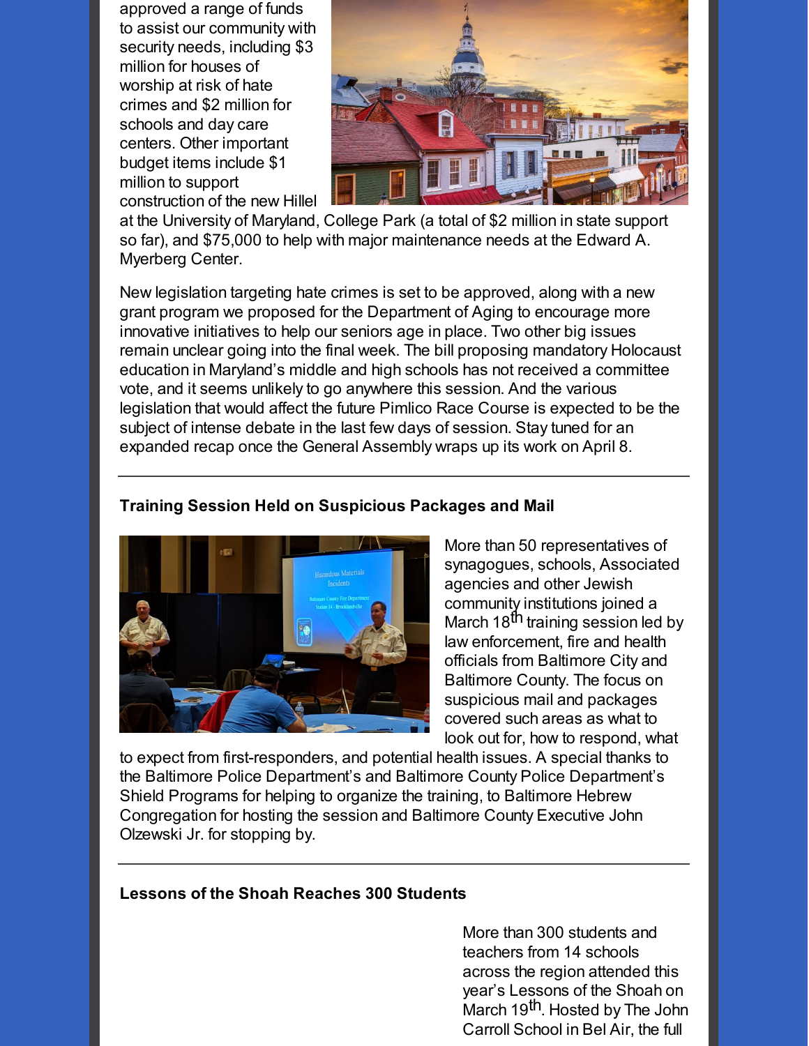approved a range of funds to assist our community with security needs, including $3 million for houses of worship at risk of hate crimes and $2 million for schools and day care centers. Other important budget items include $1 million to support construction of the new Hillel at the University of Maryland, College Park (a total of $2 million in state support so far), and $75,000 to help with major maintenance needs at the Edward A. Myerberg Center.

New legislation targeting hate crimes is set to be approved, along with a new grant program we proposed for the Department of Aging to encourage more innovative initiatives to help our seniors age in place. Two other big issues remain unclear going into the final week. The bill proposing mandatory Holocaust education in Maryland's middle and high schools has not received a committee vote, and it seems unlikely to go anywhere this session. And the various legislation that would affect the future Pimlico Race Course is expected to be the subject of intense debate in the last few days of session. Stay tuned for an expanded recap once the General Assembly wraps up its work on April 8.

---

**Training Session Held on Suspicious Packages and Mail**

More than 50 representatives of synagogues, schools, Associated agencies and other Jewish community institutions joined a March 18th training session led by law enforcement, fire and health officials from Baltimore City and Baltimore County. The focus on suspicious mail and packages covered such areas as what to look out for, how to respond, what to expect from first-responders, and potential health issues. A special thanks to the Baltimore Police Department's and Baltimore County Police Department's Shield Programs for helping to organize the training, to Baltimore Hebrew Congregation for hosting the session and Baltimore County Executive John Olzewski Jr. for stopping by.

---

**Lessons of the Shoah Reaches 300 Students**

More than 300 students and teachers from 14 schools across the region attended this year's Lessons of the Shoah on March 19th. Hosted by The John Carroll School in Bel Air, the full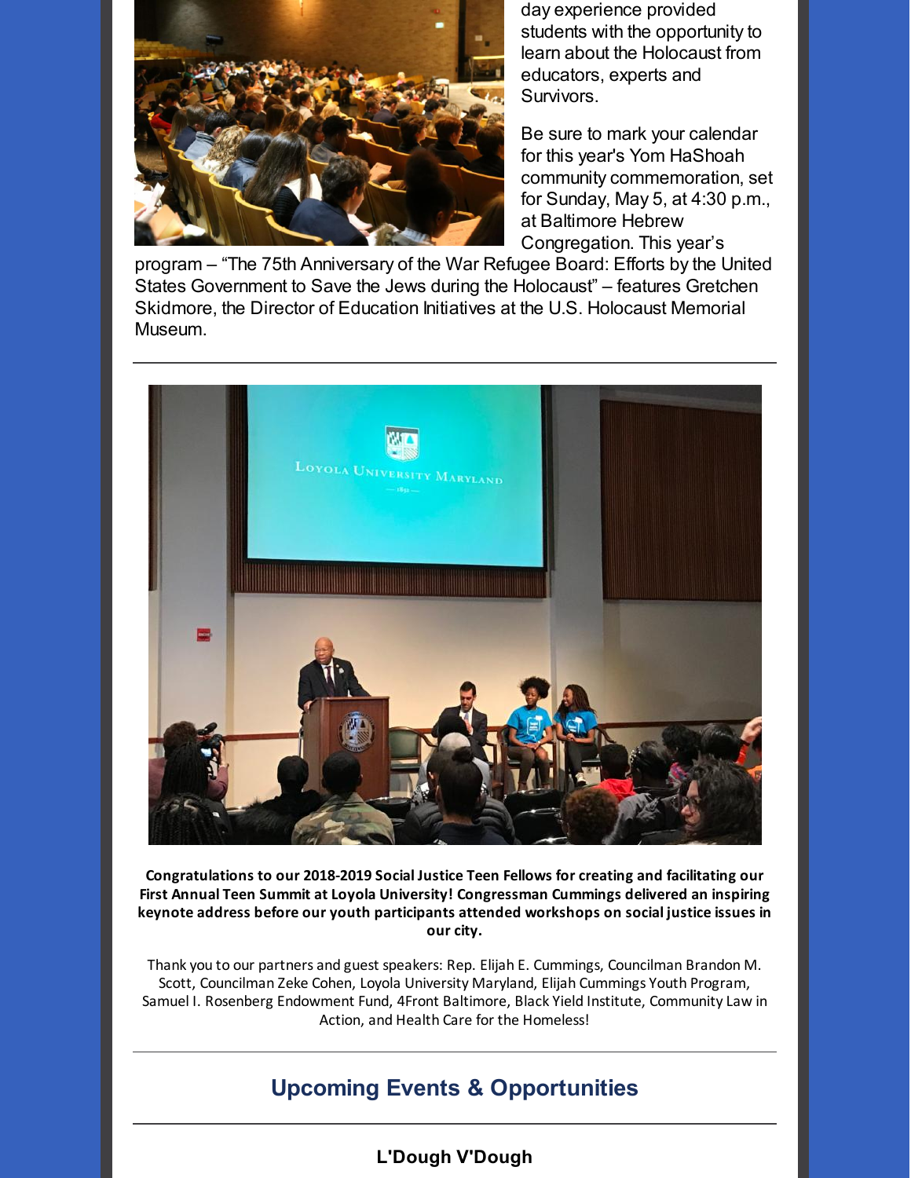day experience provided students with the opportunity to learn about the Holocaust from educators, experts and Survivors.

Be sure to mark your calendar for this year's Yom HaShoah community commemoration, set for Sunday, May 5, at 4:30 p.m., at Baltimore Hebrew Congregation. This year's program – "The 75th Anniversary of the War Refugee Board: Efforts by the United States Government to Save the Jews during the Holocaust" – features Gretchen Skidmore, the Director of Education Initiatives at the U.S. Holocaust Memorial Museum.

---

**Congratulations to our 2018-2019 Social Justice Teen Fellows for creating and facilitating our First Annual Teen Summit at Loyola University! Congressman Cummings delivered an inspiring keynote address before our youth participants attended workshops on social justice issues in our city.**

Thank you to our partners and guest speakers: Rep. Elijah E. Cummings, Councilman Brandon M. Scott, Councilman Zeke Cohen, Loyola University Maryland, Elijah Cummings Youth Program, Samuel I. Rosenberg Endowment Fund, 4Front Baltimore, Black Yield Institute, Community Law in Action, and Health Care for the Homeless!

---

## Upcoming Events & Opportunities

---

### L'Dough V'Dough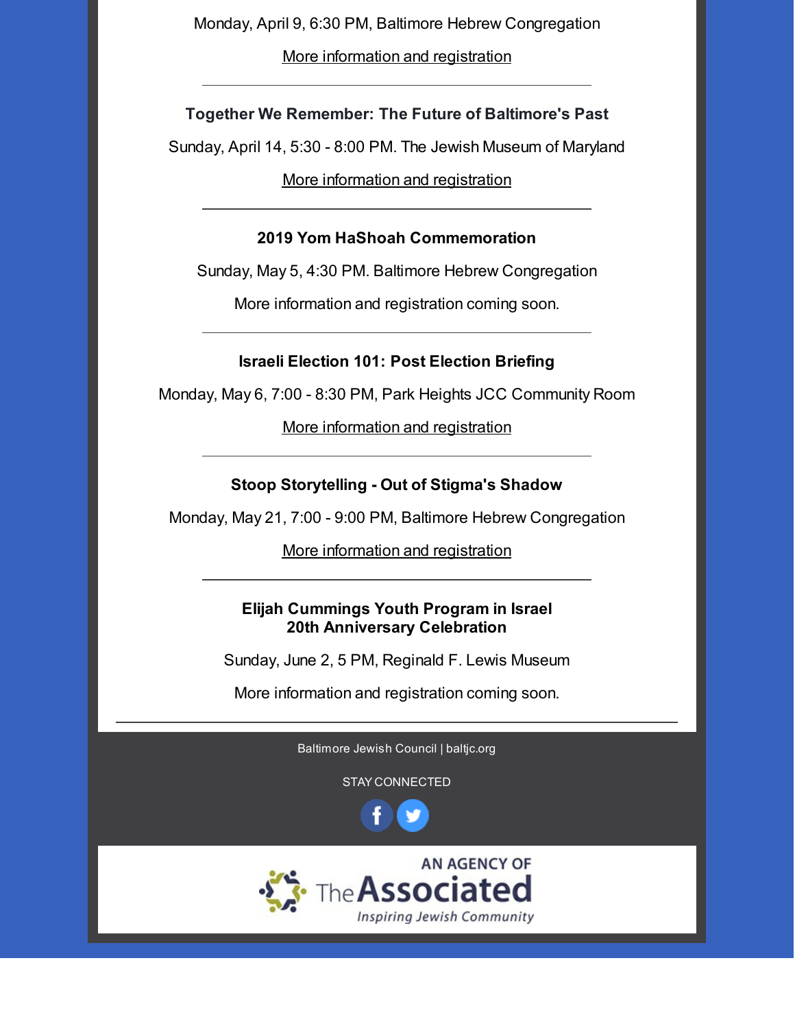Monday, April 9, 6:30 PM, Baltimore Hebrew Congregation

More information and registration

---

**Together We Remember: The Future of Baltimore's Past**

Sunday, April 14, 5:30 - 8:00 PM. The Jewish Museum of Maryland

More information and registration

---

**2019 Yom HaShoah Commemoration**

Sunday, May 5, 4:30 PM. Baltimore Hebrew Congregation

More information and registration coming soon.

---

**Israeli Election 101: Post Election Briefing**

Monday, May 6, 7:00 - 8:30 PM, Park Heights JCC Community Room

More information and registration

---

**Stoop Storytelling - Out of Stigma's Shadow**

Monday, May 21, 7:00 - 9:00 PM, Baltimore Hebrew Congregation

More information and registration

---

**Elijah Cummings Youth Program in Israel**
**20th Anniversary Celebration**

Sunday, June 2, 5 PM, Reginald F. Lewis Museum

More information and registration coming soon.

---

Baltimore Jewish Council | baltjc.org

STAY CONNECTED

AN AGENCY OF
The Associated
Inspiring Jewish Community